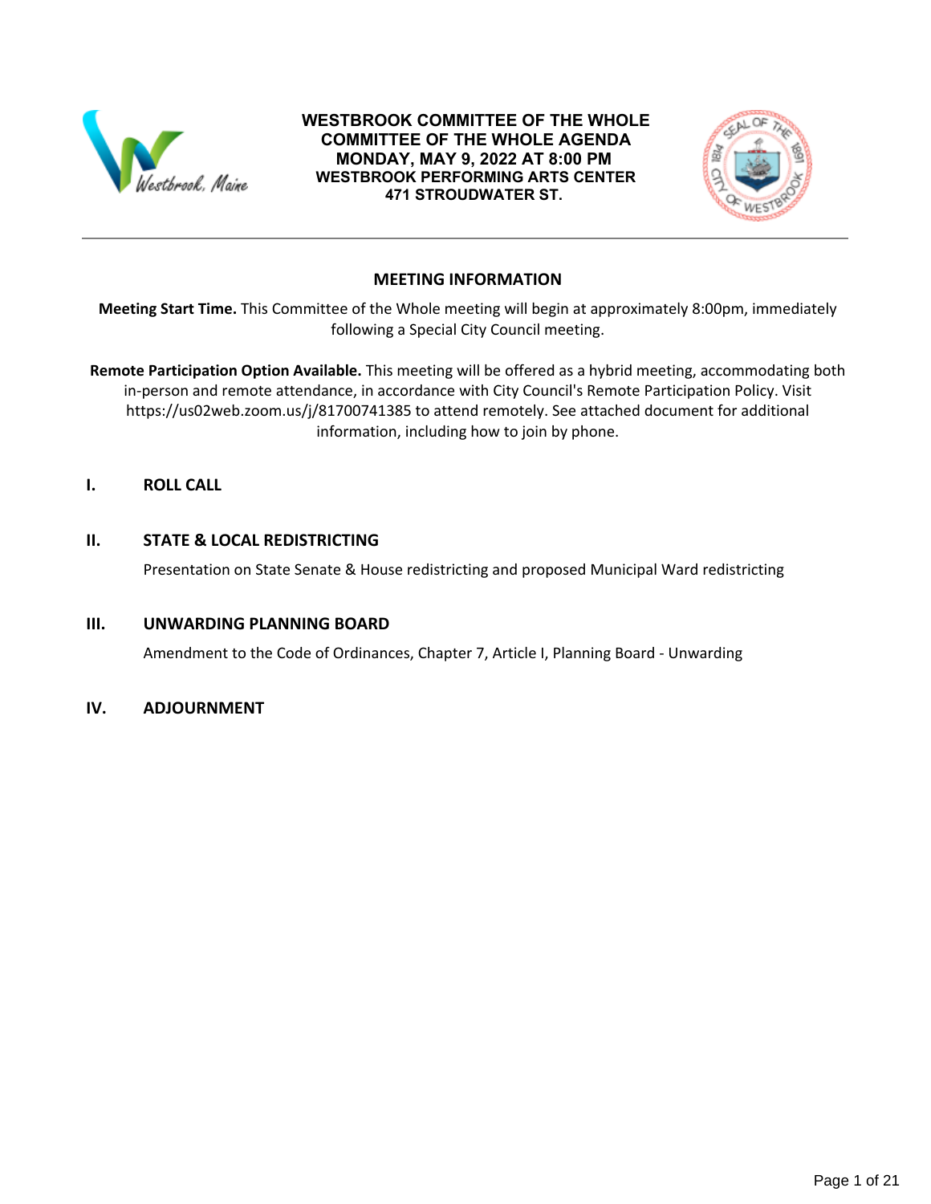# WESTBROOK COMMITTEE OF THE WHOLE
## COMMITTEE OF THE WHOLE AGENDA
## MONDAY, MAY 9, 2022 AT 8:00 PM
### WESTBROOK PERFORMING ARTS CENTER
### 471 STROUDWATER ST.

---

## MEETING INFORMATION

**Meeting Start Time.** This Committee of the Whole meeting will begin at approximately 8:00pm, immediately following a Special City Council meeting.

**Remote Participation Option Available.** This meeting will be offered as a hybrid meeting, accommodating both in-person and remote attendance, in accordance with City Council's Remote Participation Policy. Visit https://us02web.zoom.us/j/81700741385 to attend remotely. See attached document for additional information, including how to join by phone.

## I. ROLL CALL

## II. STATE & LOCAL REDISTRICTING

Presentation on State Senate & House redistricting and proposed Municipal Ward redistricting

## III. UNWARDING PLANNING BOARD

Amendment to the Code of Ordinances, Chapter 7, Article I, Planning Board - Unwarding

## IV. ADJOURNMENT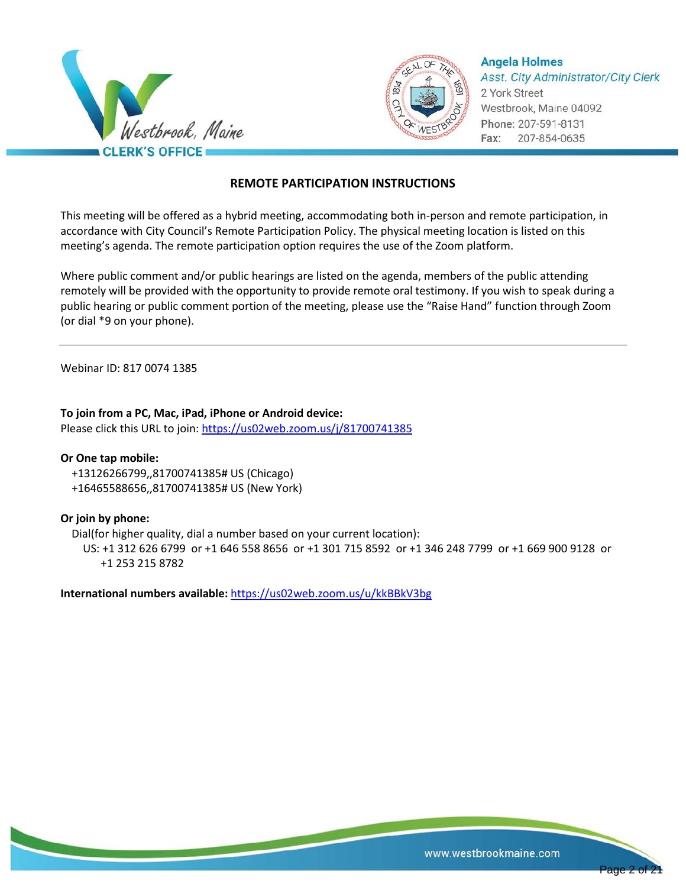Angela Holmes
*Asst. City Administrator/City Clerk*
2 York Street
Westbrook, Maine 04092
Phone: 207-591-8131
Fax: 207-854-0635

CLERK'S OFFICE

## REMOTE PARTICIPATION INSTRUCTIONS

This meeting will be offered as a hybrid meeting, accommodating both in-person and remote participation, in accordance with City Council's Remote Participation Policy. The physical meeting location is listed on this meeting's agenda. The remote participation option requires the use of the Zoom platform.

Where public comment and/or public hearings are listed on the agenda, members of the public attending remotely will be provided with the opportunity to provide remote oral testimony. If you wish to speak during a public hearing or public comment portion of the meeting, please use the "Raise Hand" function through Zoom (or dial *9 on your phone).

---

Webinar ID: 817 0074 1385

**To join from a PC, Mac, iPad, iPhone or Android device:**
Please click this URL to join: https://us02web.zoom.us/j/81700741385

**Or One tap mobile:**
+13126266799,,81700741385# US (Chicago)
+16465588656,,81700741385# US (New York)

**Or join by phone:**
Dial(for higher quality, dial a number based on your current location):
US: +1 312 626 6799 or +1 646 558 8656 or +1 301 715 8592 or +1 346 248 7799 or +1 669 900 9128 or +1 253 215 8782

**International numbers available:** https://us02web.zoom.us/u/kkBBkV3bg

www.westbrookmaine.com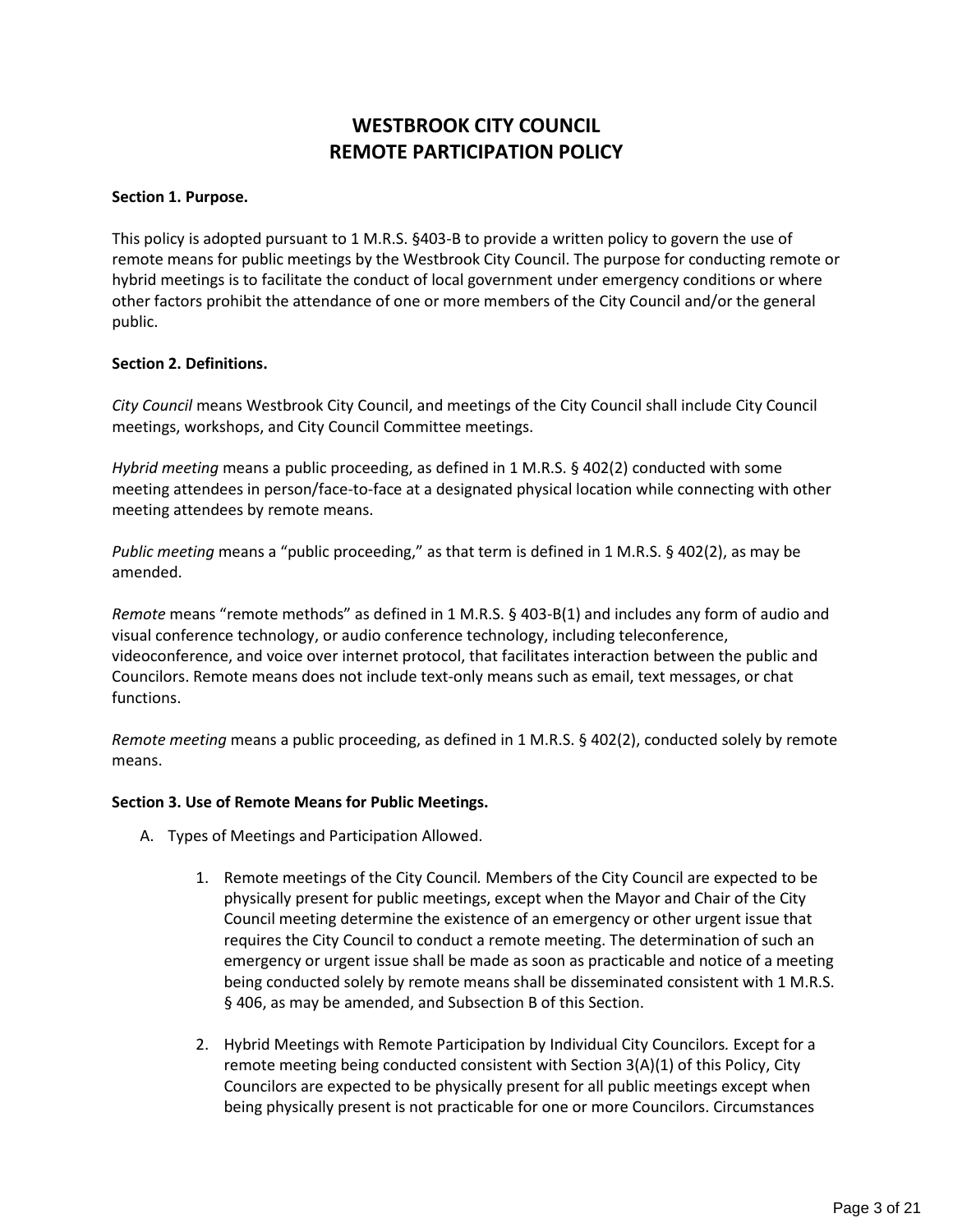# WESTBROOK CITY COUNCIL
# REMOTE PARTICIPATION POLICY

**Section 1. Purpose.**

This policy is adopted pursuant to 1 M.R.S. §403-B to provide a written policy to govern the use of remote means for public meetings by the Westbrook City Council. The purpose for conducting remote or hybrid meetings is to facilitate the conduct of local government under emergency conditions or where other factors prohibit the attendance of one or more members of the City Council and/or the general public.

**Section 2. Definitions.**

*City Council* means Westbrook City Council, and meetings of the City Council shall include City Council meetings, workshops, and City Council Committee meetings.

*Hybrid meeting* means a public proceeding, as defined in 1 M.R.S. § 402(2) conducted with some meeting attendees in person/face-to-face at a designated physical location while connecting with other meeting attendees by remote means.

*Public meeting* means a "public proceeding," as that term is defined in 1 M.R.S. § 402(2), as may be amended.

*Remote* means "remote methods" as defined in 1 M.R.S. § 403-B(1) and includes any form of audio and visual conference technology, or audio conference technology, including teleconference, videoconference, and voice over internet protocol, that facilitates interaction between the public and Councilors. Remote means does not include text-only means such as email, text messages, or chat functions.

*Remote meeting* means a public proceeding, as defined in 1 M.R.S. § 402(2), conducted solely by remote means.

**Section 3. Use of Remote Means for Public Meetings.**

A. Types of Meetings and Participation Allowed.

1. Remote meetings of the City Council*.* Members of the City Council are expected to be physically present for public meetings, except when the Mayor and Chair of the City Council meeting determine the existence of an emergency or other urgent issue that requires the City Council to conduct a remote meeting. The determination of such an emergency or urgent issue shall be made as soon as practicable and notice of a meeting being conducted solely by remote means shall be disseminated consistent with 1 M.R.S. § 406, as may be amended, and Subsection B of this Section.

2. Hybrid Meetings with Remote Participation by Individual City Councilors*.* Except for a remote meeting being conducted consistent with Section 3(A)(1) of this Policy, City Councilors are expected to be physically present for all public meetings except when being physically present is not practicable for one or more Councilors. Circumstances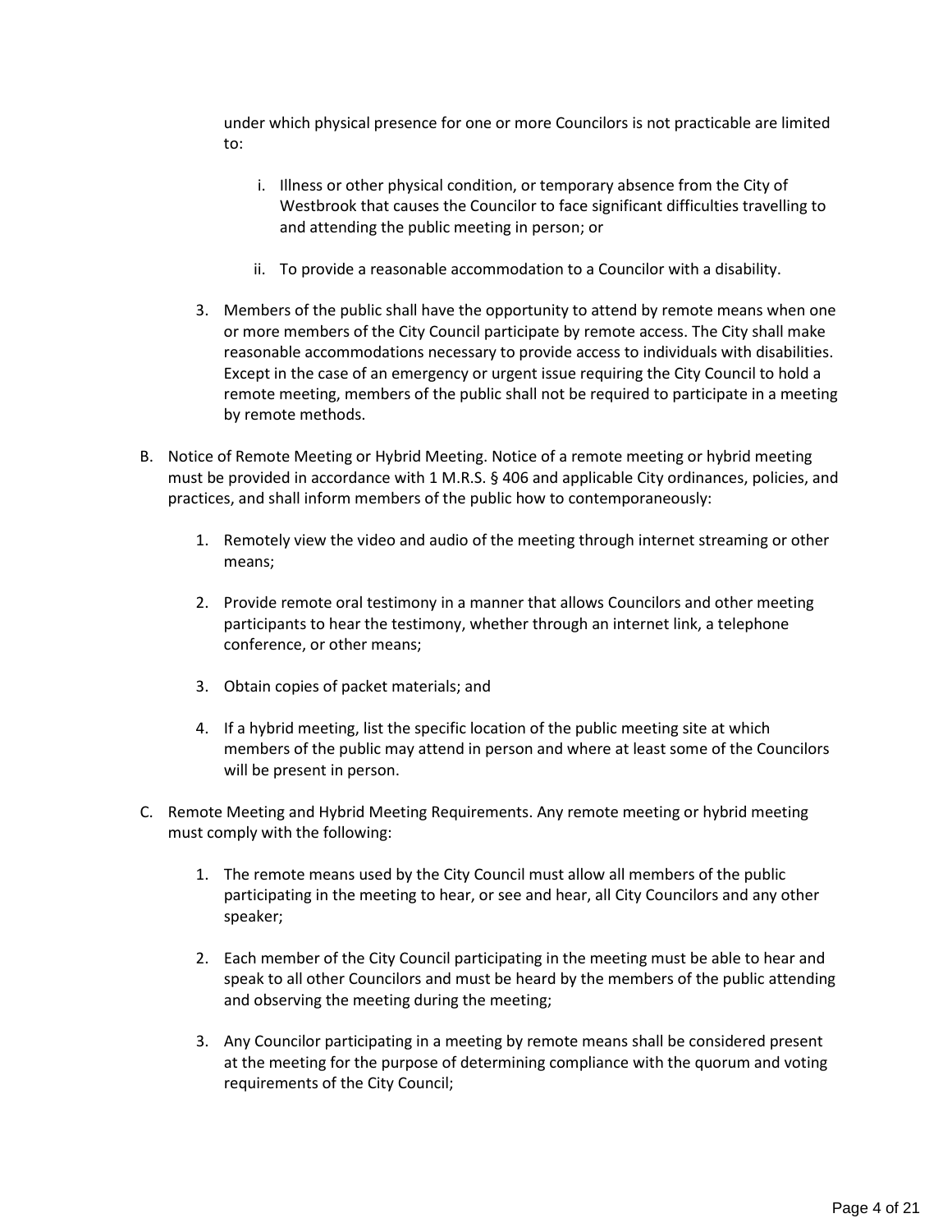under which physical presence for one or more Councilors is not practicable are limited to:

   i. Illness or other physical condition, or temporary absence from the City of Westbrook that causes the Councilor to face significant difficulties travelling to and attending the public meeting in person; or

   ii. To provide a reasonable accommodation to a Councilor with a disability.

3. Members of the public shall have the opportunity to attend by remote means when one or more members of the City Council participate by remote access. The City shall make reasonable accommodations necessary to provide access to individuals with disabilities. Except in the case of an emergency or urgent issue requiring the City Council to hold a remote meeting, members of the public shall not be required to participate in a meeting by remote methods.

B. Notice of Remote Meeting or Hybrid Meeting. Notice of a remote meeting or hybrid meeting must be provided in accordance with 1 M.R.S. § 406 and applicable City ordinances, policies, and practices, and shall inform members of the public how to contemporaneously:

   1. Remotely view the video and audio of the meeting through internet streaming or other means;

   2. Provide remote oral testimony in a manner that allows Councilors and other meeting participants to hear the testimony, whether through an internet link, a telephone conference, or other means;

   3. Obtain copies of packet materials; and

   4. If a hybrid meeting, list the specific location of the public meeting site at which members of the public may attend in person and where at least some of the Councilors will be present in person.

C. Remote Meeting and Hybrid Meeting Requirements. Any remote meeting or hybrid meeting must comply with the following:

   1. The remote means used by the City Council must allow all members of the public participating in the meeting to hear, or see and hear, all City Councilors and any other speaker;

   2. Each member of the City Council participating in the meeting must be able to hear and speak to all other Councilors and must be heard by the members of the public attending and observing the meeting during the meeting;

   3. Any Councilor participating in a meeting by remote means shall be considered present at the meeting for the purpose of determining compliance with the quorum and voting requirements of the City Council;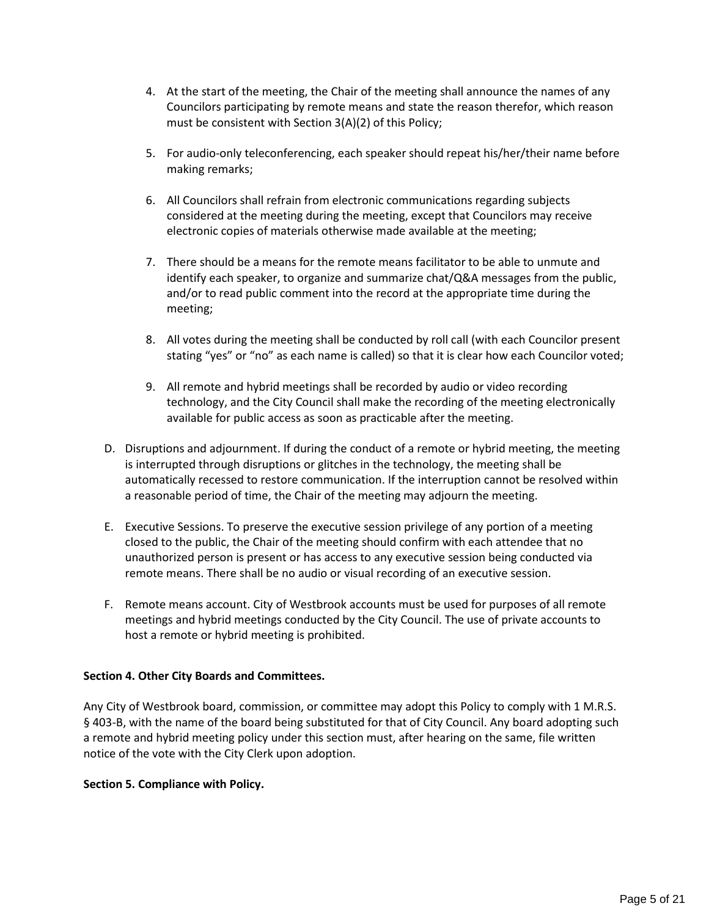4. At the start of the meeting, the Chair of the meeting shall announce the names of any Councilors participating by remote means and state the reason therefor, which reason must be consistent with Section 3(A)(2) of this Policy;

5. For audio-only teleconferencing, each speaker should repeat his/her/their name before making remarks;

6. All Councilors shall refrain from electronic communications regarding subjects considered at the meeting during the meeting, except that Councilors may receive electronic copies of materials otherwise made available at the meeting;

7. There should be a means for the remote means facilitator to be able to unmute and identify each speaker, to organize and summarize chat/Q&A messages from the public, and/or to read public comment into the record at the appropriate time during the meeting;

8. All votes during the meeting shall be conducted by roll call (with each Councilor present stating "yes" or "no" as each name is called) so that it is clear how each Councilor voted;

9. All remote and hybrid meetings shall be recorded by audio or video recording technology, and the City Council shall make the recording of the meeting electronically available for public access as soon as practicable after the meeting.

D. Disruptions and adjournment. If during the conduct of a remote or hybrid meeting, the meeting is interrupted through disruptions or glitches in the technology, the meeting shall be automatically recessed to restore communication. If the interruption cannot be resolved within a reasonable period of time, the Chair of the meeting may adjourn the meeting.

E. Executive Sessions. To preserve the executive session privilege of any portion of a meeting closed to the public, the Chair of the meeting should confirm with each attendee that no unauthorized person is present or has access to any executive session being conducted via remote means. There shall be no audio or visual recording of an executive session.

F. Remote means account. City of Westbrook accounts must be used for purposes of all remote meetings and hybrid meetings conducted by the City Council. The use of private accounts to host a remote or hybrid meeting is prohibited.

**Section 4. Other City Boards and Committees.**

Any City of Westbrook board, commission, or committee may adopt this Policy to comply with 1 M.R.S. § 403-B, with the name of the board being substituted for that of City Council. Any board adopting such a remote and hybrid meeting policy under this section must, after hearing on the same, file written notice of the vote with the City Clerk upon adoption.

**Section 5. Compliance with Policy.**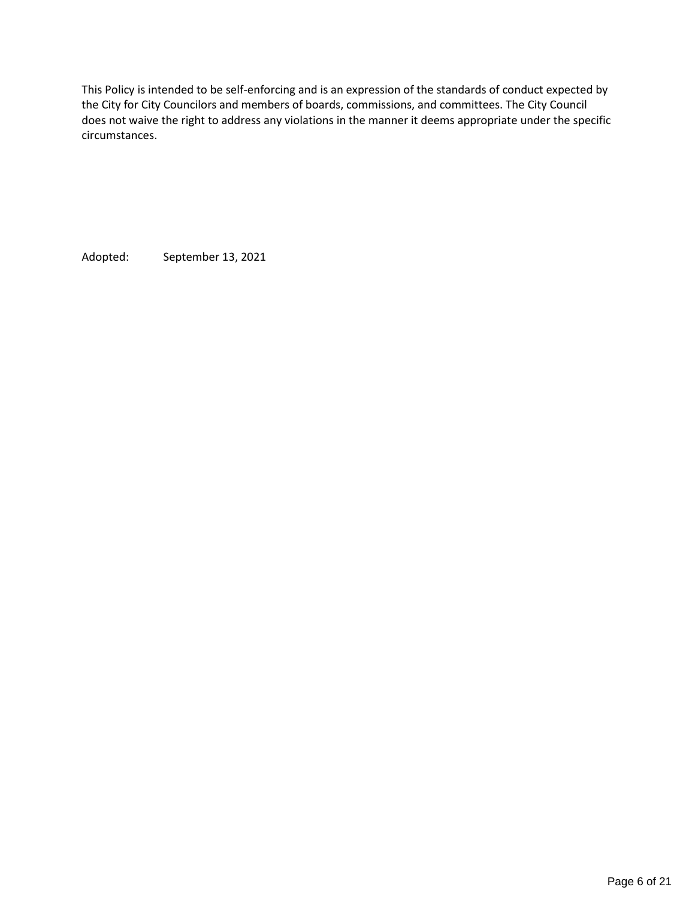This Policy is intended to be self-enforcing and is an expression of the standards of conduct expected by the City for City Councilors and members of boards, commissions, and committees. The City Council does not waive the right to address any violations in the manner it deems appropriate under the specific circumstances.

Adopted: September 13, 2021